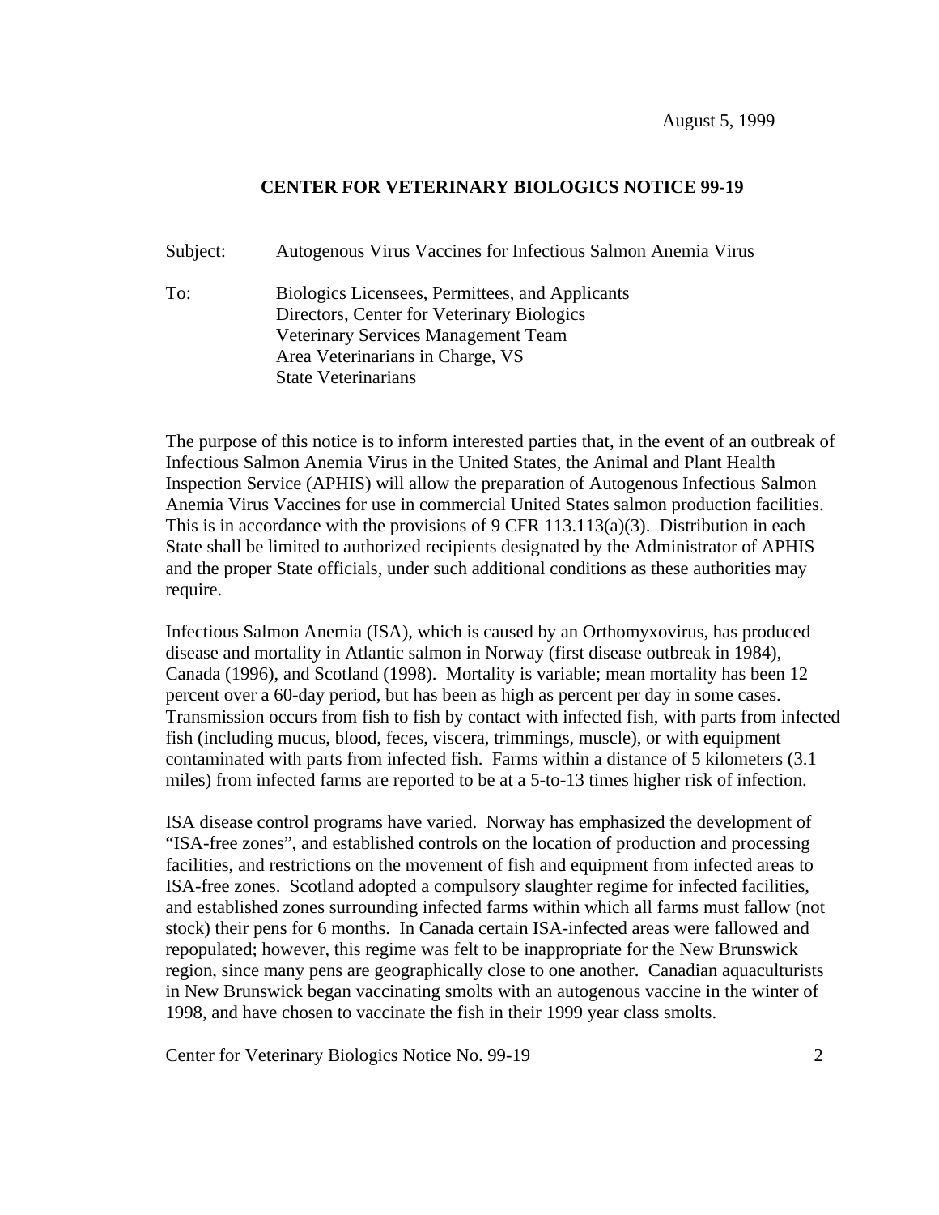August 5, 1999

**CENTER FOR VETERINARY BIOLOGICS NOTICE 99-19**

Subject: Autogenous Virus Vaccines for Infectious Salmon Anemia Virus

To: Biologics Licensees, Permittees, and Applicants
Directors, Center for Veterinary Biologics
Veterinary Services Management Team
Area Veterinarians in Charge, VS
State Veterinarians

The purpose of this notice is to inform interested parties that, in the event of an outbreak of Infectious Salmon Anemia Virus in the United States, the Animal and Plant Health Inspection Service (APHIS) will allow the preparation of Autogenous Infectious Salmon Anemia Virus Vaccines for use in commercial United States salmon production facilities. This is in accordance with the provisions of 9 CFR 113.113(a)(3). Distribution in each State shall be limited to authorized recipients designated by the Administrator of APHIS and the proper State officials, under such additional conditions as these authorities may require.

Infectious Salmon Anemia (ISA), which is caused by an Orthomyxovirus, has produced disease and mortality in Atlantic salmon in Norway (first disease outbreak in 1984), Canada (1996), and Scotland (1998). Mortality is variable; mean mortality has been 12 percent over a 60-day period, but has been as high as percent per day in some cases. Transmission occurs from fish to fish by contact with infected fish, with parts from infected fish (including mucus, blood, feces, viscera, trimmings, muscle), or with equipment contaminated with parts from infected fish. Farms within a distance of 5 kilometers (3.1 miles) from infected farms are reported to be at a 5-to-13 times higher risk of infection.

ISA disease control programs have varied. Norway has emphasized the development of "ISA-free zones", and established controls on the location of production and processing facilities, and restrictions on the movement of fish and equipment from infected areas to ISA-free zones. Scotland adopted a compulsory slaughter regime for infected facilities, and established zones surrounding infected farms within which all farms must fallow (not stock) their pens for 6 months. In Canada certain ISA-infected areas were fallowed and repopulated; however, this regime was felt to be inappropriate for the New Brunswick region, since many pens are geographically close to one another. Canadian aquaculturists in New Brunswick began vaccinating smolts with an autogenous vaccine in the winter of 1998, and have chosen to vaccinate the fish in their 1999 year class smolts.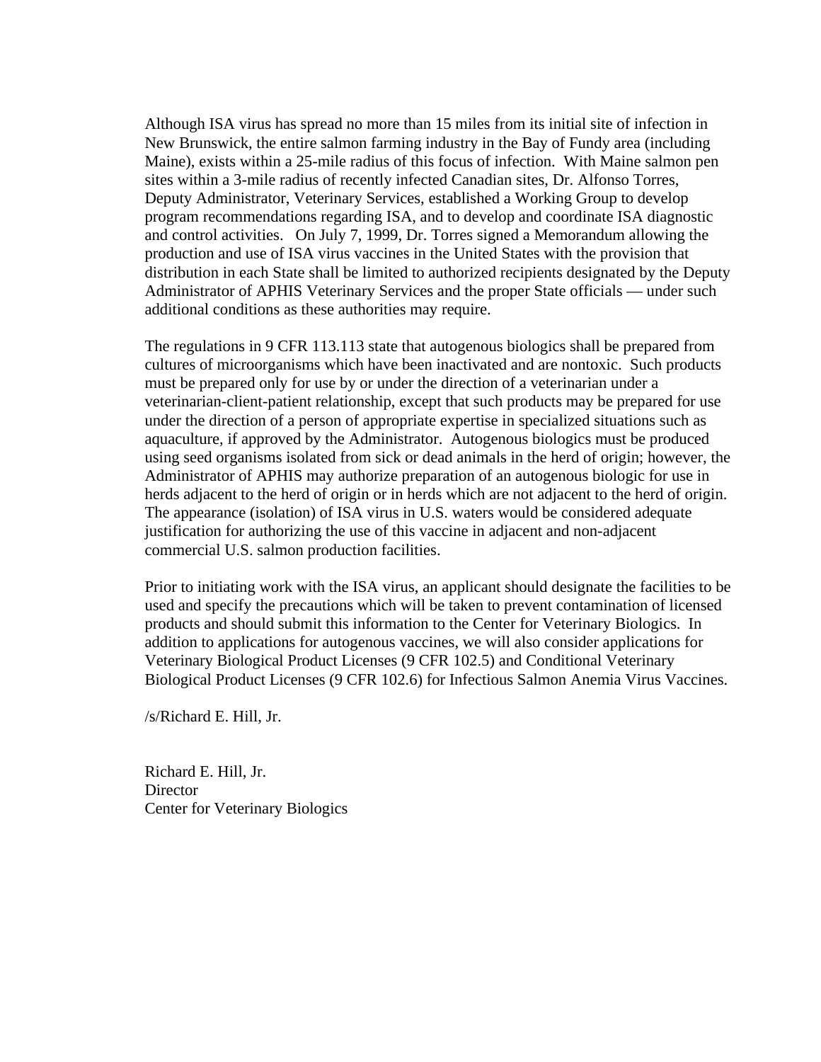Although ISA virus has spread no more than 15 miles from its initial site of infection in New Brunswick, the entire salmon farming industry in the Bay of Fundy area (including Maine), exists within a 25-mile radius of this focus of infection. With Maine salmon pen sites within a 3-mile radius of recently infected Canadian sites, Dr. Alfonso Torres, Deputy Administrator, Veterinary Services, established a Working Group to develop program recommendations regarding ISA, and to develop and coordinate ISA diagnostic and control activities. On July 7, 1999, Dr. Torres signed a Memorandum allowing the production and use of ISA virus vaccines in the United States with the provision that distribution in each State shall be limited to authorized recipients designated by the Deputy Administrator of APHIS Veterinary Services and the proper State officials — under such additional conditions as these authorities may require.

The regulations in 9 CFR 113.113 state that autogenous biologics shall be prepared from cultures of microorganisms which have been inactivated and are nontoxic. Such products must be prepared only for use by or under the direction of a veterinarian under a veterinarian-client-patient relationship, except that such products may be prepared for use under the direction of a person of appropriate expertise in specialized situations such as aquaculture, if approved by the Administrator. Autogenous biologics must be produced using seed organisms isolated from sick or dead animals in the herd of origin; however, the Administrator of APHIS may authorize preparation of an autogenous biologic for use in herds adjacent to the herd of origin or in herds which are not adjacent to the herd of origin. The appearance (isolation) of ISA virus in U.S. waters would be considered adequate justification for authorizing the use of this vaccine in adjacent and non-adjacent commercial U.S. salmon production facilities.

Prior to initiating work with the ISA virus, an applicant should designate the facilities to be used and specify the precautions which will be taken to prevent contamination of licensed products and should submit this information to the Center for Veterinary Biologics. In addition to applications for autogenous vaccines, we will also consider applications for Veterinary Biological Product Licenses (9 CFR 102.5) and Conditional Veterinary Biological Product Licenses (9 CFR 102.6) for Infectious Salmon Anemia Virus Vaccines.

/s/Richard E. Hill, Jr.

Richard E. Hill, Jr.
Director
Center for Veterinary Biologics